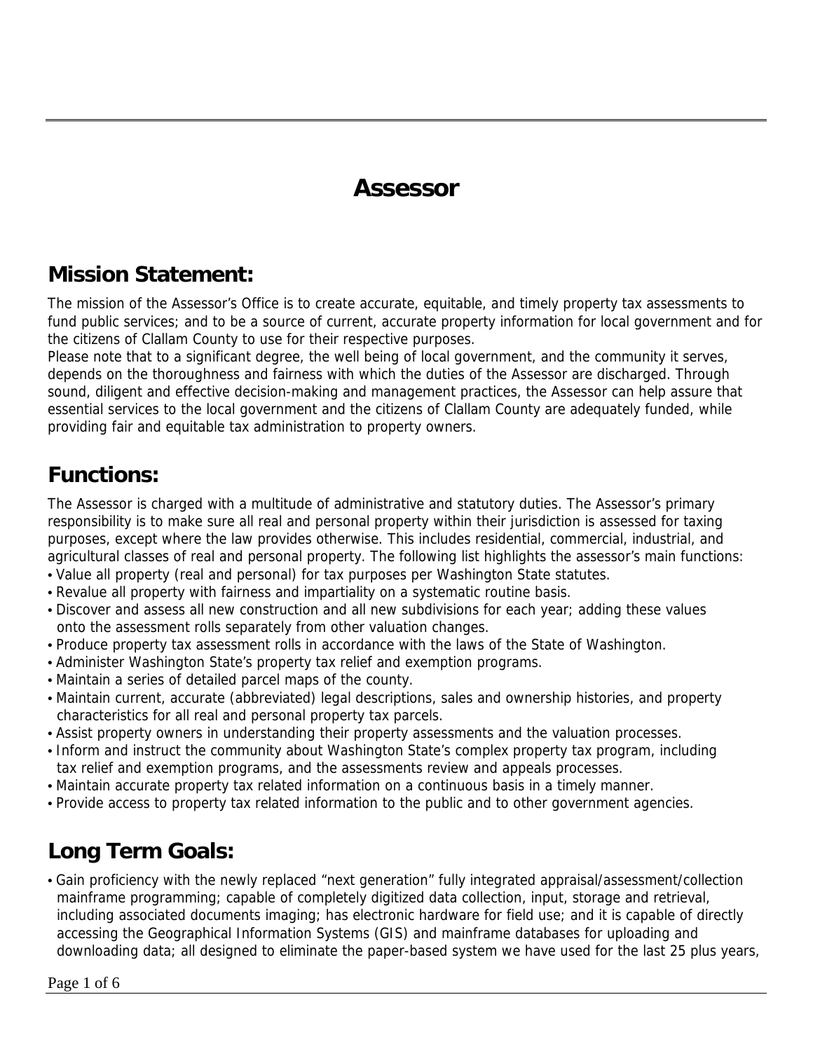# Assessor

## Mission Statement:

The mission of the Assessor's Office is to create accurate, equitable, and timely property tax assessments to fund public services; and to be a source of current, accurate property information for local government and for the citizens of Clallam County to use for their respective purposes.

Please note that to a significant degree, the well being of local government, and the community it serves, depends on the thoroughness and fairness with which the duties of the Assessor are discharged. Through sound, diligent and effective decision-making and management practices, the Assessor can help assure that essential services to the local government and the citizens of Clallam County are adequately funded, while providing fair and equitable tax administration to property owners.

## Functions:

The Assessor is charged with a multitude of administrative and statutory duties. The Assessor's primary responsibility is to make sure all real and personal property within their jurisdiction is assessed for taxing purposes, except where the law provides otherwise. This includes residential, commercial, industrial, and agricultural classes of real and personal property. The following list highlights the assessor's main functions:

- Value all property (real and personal) for tax purposes per Washington State statutes.
- Revalue all property with fairness and impartiality on a systematic routine basis.
- Discover and assess all new construction and all new subdivisions for each year; adding these values onto the assessment rolls separately from other valuation changes.
- Produce property tax assessment rolls in accordance with the laws of the State of Washington.
- Administer Washington State's property tax relief and exemption programs.
- Maintain a series of detailed parcel maps of the county.
- Maintain current, accurate (abbreviated) legal descriptions, sales and ownership histories, and property characteristics for all real and personal property tax parcels.
- Assist property owners in understanding their property assessments and the valuation processes.
- Inform and instruct the community about Washington State's complex property tax program, including tax relief and exemption programs, and the assessments review and appeals processes.
- Maintain accurate property tax related information on a continuous basis in a timely manner.
- Provide access to property tax related information to the public and to other government agencies.

## Long Term Goals:

- Gain proficiency with the newly replaced "next generation" fully integrated appraisal/assessment/collection mainframe programming; capable of completely digitized data collection, input, storage and retrieval, including associated documents imaging; has electronic hardware for field use; and it is capable of directly accessing the Geographical Information Systems (GIS) and mainframe databases for uploading and downloading data; all designed to eliminate the paper-based system we have used for the last 25 plus years,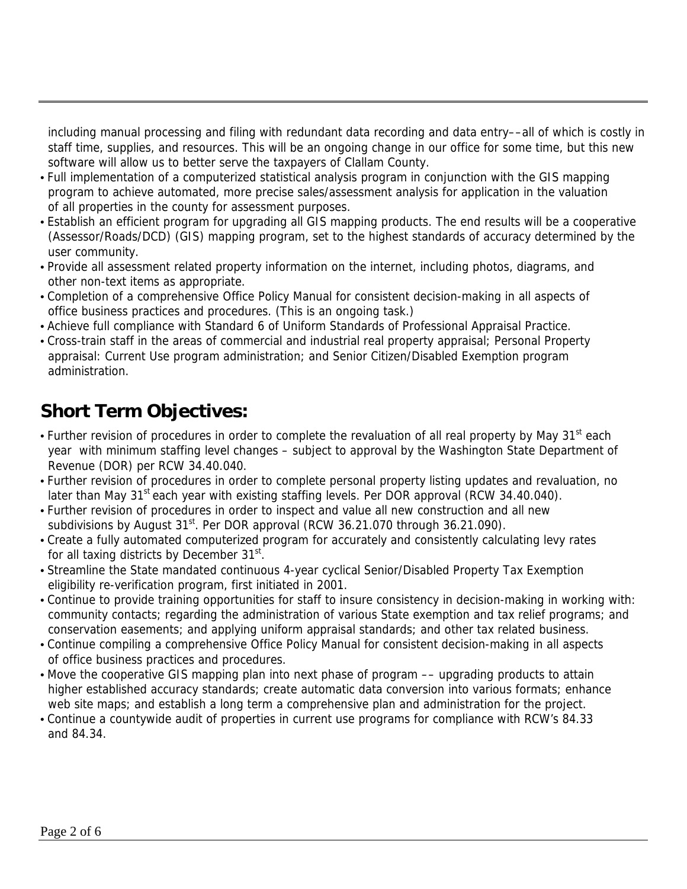including manual processing and filing with redundant data recording and data entry––all of which is costly in staff time, supplies, and resources. This will be an ongoing change in our office for some time, but this new software will allow us to better serve the taxpayers of Clallam County.

- Full implementation of a computerized statistical analysis program in conjunction with the GIS mapping program to achieve automated, more precise sales/assessment analysis for application in the valuation of all properties in the county for assessment purposes.
- Establish an efficient program for upgrading all GIS mapping products. The end results will be a cooperative (Assessor/Roads/DCD) (GIS) mapping program, set to the highest standards of accuracy determined by the user community.
- Provide all assessment related property information on the internet, including photos, diagrams, and other non-text items as appropriate.
- Completion of a comprehensive Office Policy Manual for consistent decision-making in all aspects of office business practices and procedures. (This is an ongoing task.)
- Achieve full compliance with Standard 6 of Uniform Standards of Professional Appraisal Practice.
- Cross-train staff in the areas of commercial and industrial real property appraisal; Personal Property appraisal: Current Use program administration; and Senior Citizen/Disabled Exemption program administration.

## Short Term Objectives:

- Further revision of procedures in order to complete the revaluation of all real property by May 31st each year with minimum staffing level changes – subject to approval by the Washington State Department of Revenue (DOR) per RCW 34.40.040.
- Further revision of procedures in order to complete personal property listing updates and revaluation, no later than May 31st each year with existing staffing levels. Per DOR approval (RCW 34.40.040).
- Further revision of procedures in order to inspect and value all new construction and all new subdivisions by August 31st. Per DOR approval (RCW 36.21.070 through 36.21.090).
- Create a fully automated computerized program for accurately and consistently calculating levy rates for all taxing districts by December 31st.
- Streamline the State mandated continuous 4-year cyclical Senior/Disabled Property Tax Exemption eligibility re-verification program, first initiated in 2001.
- Continue to provide training opportunities for staff to insure consistency in decision-making in working with: community contacts; regarding the administration of various State exemption and tax relief programs; and conservation easements; and applying uniform appraisal standards; and other tax related business.
- Continue compiling a comprehensive Office Policy Manual for consistent decision-making in all aspects of office business practices and procedures.
- Move the cooperative GIS mapping plan into next phase of program –– upgrading products to attain higher established accuracy standards; create automatic data conversion into various formats; enhance web site maps; and establish a long term a comprehensive plan and administration for the project.
- Continue a countywide audit of properties in current use programs for compliance with RCW's 84.33 and 84.34.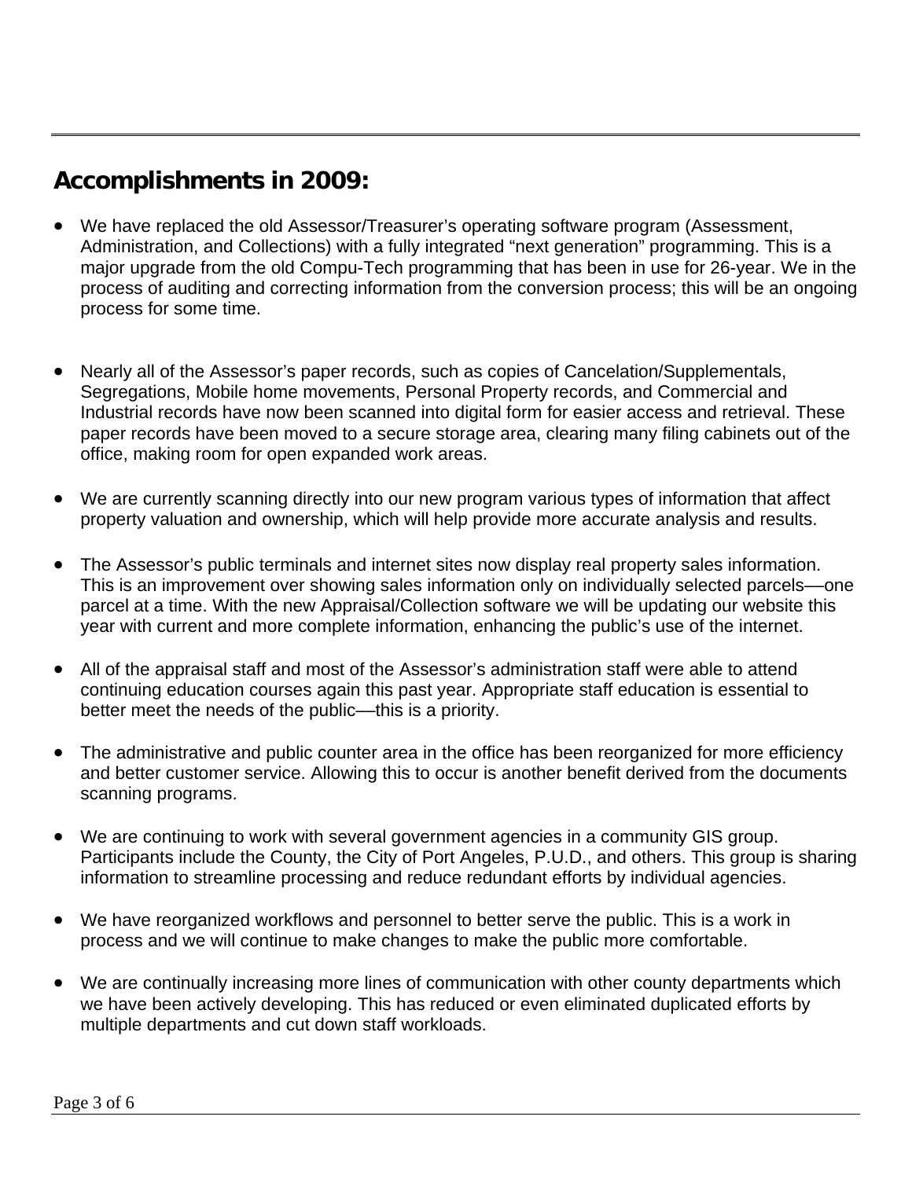## Accomplishments in 2009:

- We have replaced the old Assessor/Treasurer's operating software program (Assessment, Administration, and Collections) with a fully integrated "next generation" programming. This is a major upgrade from the old Compu-Tech programming that has been in use for 26-year. We in the process of auditing and correcting information from the conversion process; this will be an ongoing process for some time.

- Nearly all of the Assessor's paper records, such as copies of Cancelation/Supplementals, Segregations, Mobile home movements, Personal Property records, and Commercial and Industrial records have now been scanned into digital form for easier access and retrieval. These paper records have been moved to a secure storage area, clearing many filing cabinets out of the office, making room for open expanded work areas.

- We are currently scanning directly into our new program various types of information that affect property valuation and ownership, which will help provide more accurate analysis and results.

- The Assessor's public terminals and internet sites now display real property sales information. This is an improvement over showing sales information only on individually selected parcels—one parcel at a time. With the new Appraisal/Collection software we will be updating our website this year with current and more complete information, enhancing the public's use of the internet.

- All of the appraisal staff and most of the Assessor's administration staff were able to attend continuing education courses again this past year. Appropriate staff education is essential to better meet the needs of the public—this is a priority.

- The administrative and public counter area in the office has been reorganized for more efficiency and better customer service. Allowing this to occur is another benefit derived from the documents scanning programs.

- We are continuing to work with several government agencies in a community GIS group. Participants include the County, the City of Port Angeles, P.U.D., and others. This group is sharing information to streamline processing and reduce redundant efforts by individual agencies.

- We have reorganized workflows and personnel to better serve the public. This is a work in process and we will continue to make changes to make the public more comfortable.

- We are continually increasing more lines of communication with other county departments which we have been actively developing. This has reduced or even eliminated duplicated efforts by multiple departments and cut down staff workloads.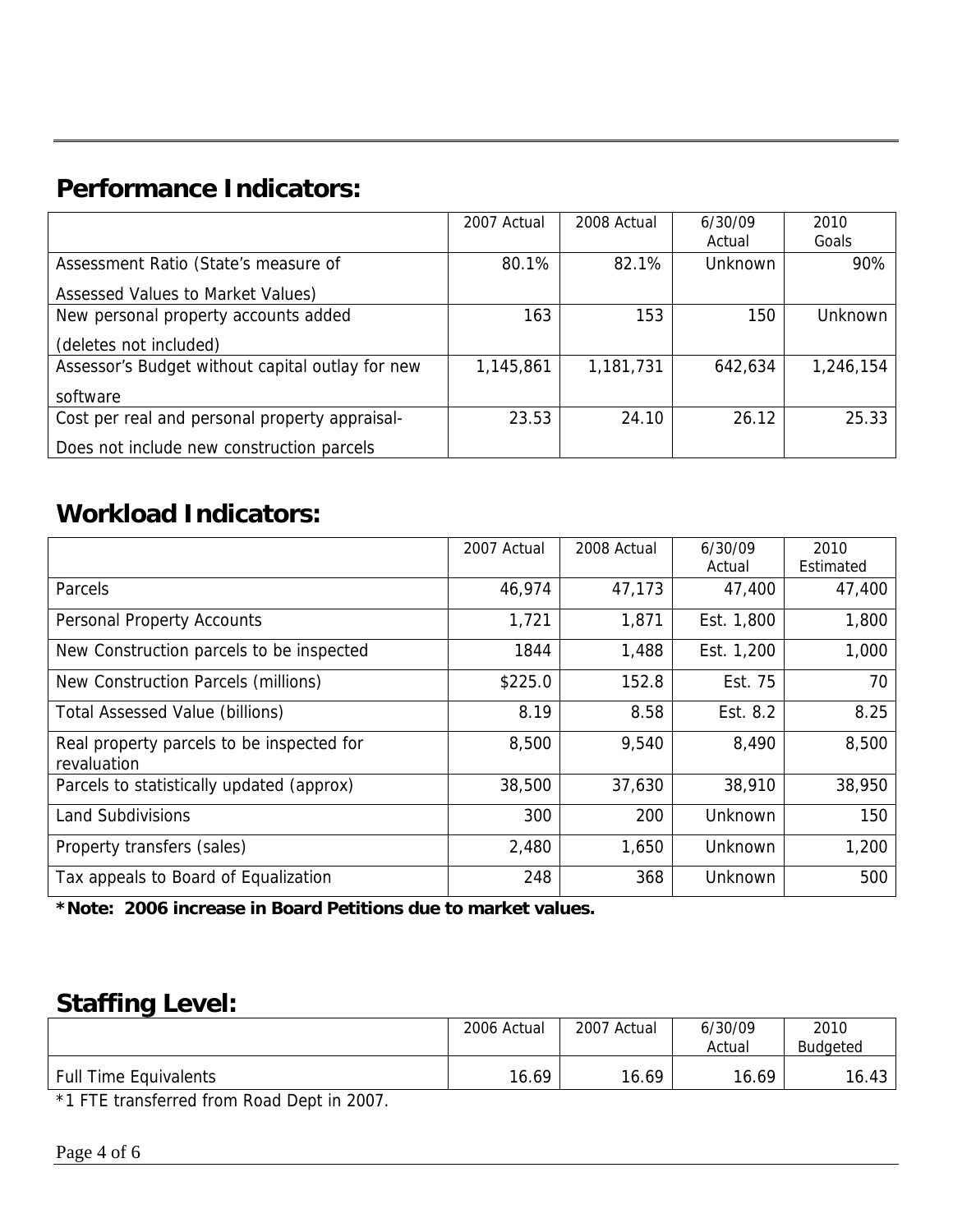## Performance Indicators:

| | 2007 Actual | 2008 Actual | 6/30/09 Actual | 2010 Goals |
|---|---|---|---|---|
| Assessment Ratio (State's measure of Assessed Values to Market Values) | 80.1% | 82.1% | Unknown | 90% |
| New personal property accounts added (deletes not included) | 163 | 153 | 150 | Unknown |
| Assessor's Budget without capital outlay for new software | 1,145,861 | 1,181,731 | 642,634 | 1,246,154 |
| Cost per real and personal property appraisal- Does not include new construction parcels | 23.53 | 24.10 | 26.12 | 25.33 |

## Workload Indicators:

| | 2007 Actual | 2008 Actual | 6/30/09 Actual | 2010 Estimated |
|---|---|---|---|---|
| Parcels | 46,974 | 47,173 | 47,400 | 47,400 |
| Personal Property Accounts | 1,721 | 1,871 | Est. 1,800 | 1,800 |
| New Construction parcels to be inspected | 1844 | 1,488 | Est. 1,200 | 1,000 |
| New Construction Parcels (millions) | $225.0 | 152.8 | Est. 75 | 70 |
| Total Assessed Value (billions) | 8.19 | 8.58 | Est. 8.2 | 8.25 |
| Real property parcels to be inspected for revaluation | 8,500 | 9,540 | 8,490 | 8,500 |
| Parcels to statistically updated (approx) | 38,500 | 37,630 | 38,910 | 38,950 |
| Land Subdivisions | 300 | 200 | Unknown | 150 |
| Property transfers (sales) | 2,480 | 1,650 | Unknown | 1,200 |
| Tax appeals to Board of Equalization | 248 | 368 | Unknown | 500 |

**\*Note: 2006 increase in Board Petitions due to market values.**

## Staffing Level:

| | 2006 Actual | 2007 Actual | 6/30/09 Actual | 2010 Budgeted |
|---|---|---|---|---|
| Full Time Equivalents | 16.69 | 16.69 | 16.69 | 16.43 |

*1 FTE transferred from Road Dept in 2007.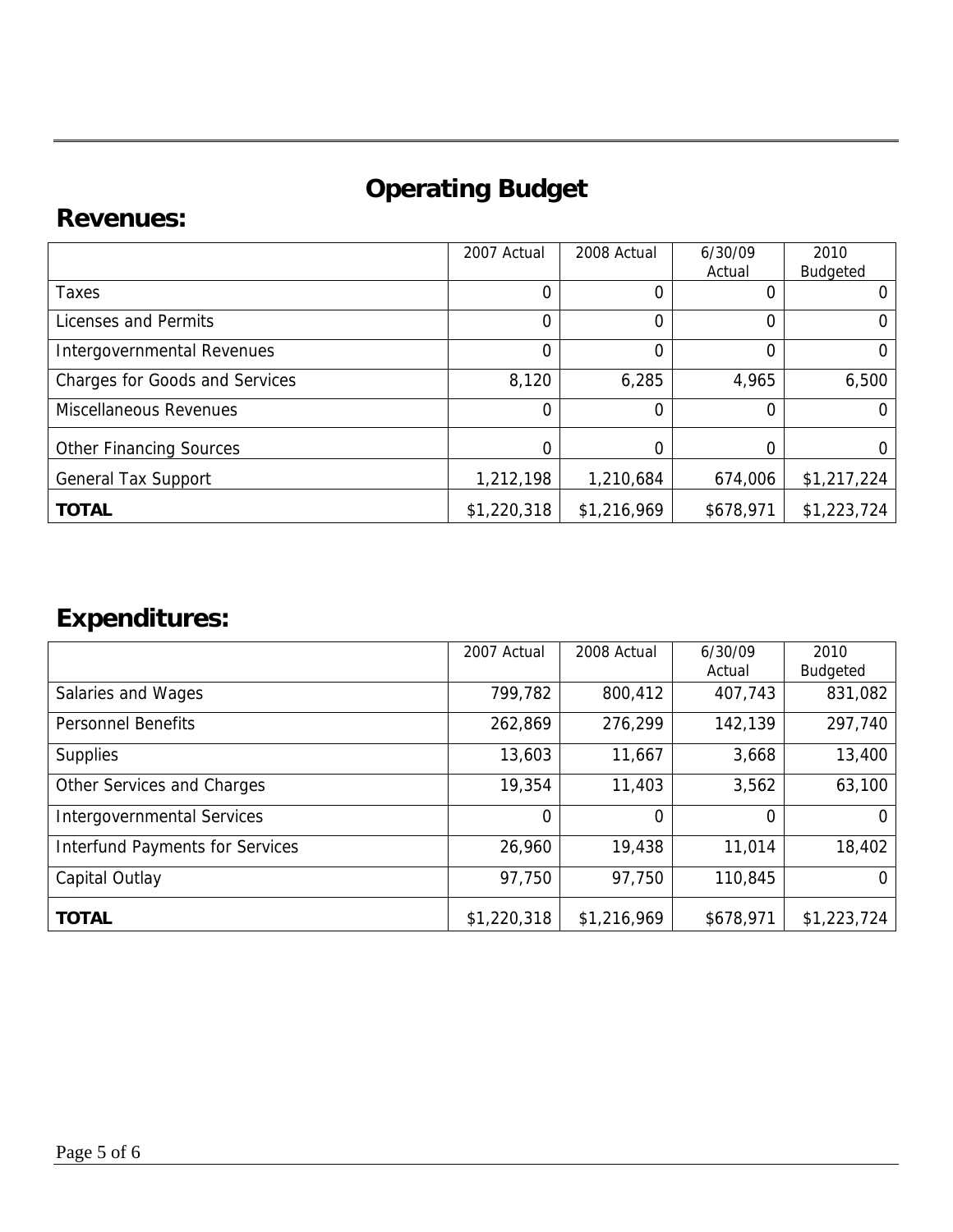# Operating Budget

## Revenues:

| | 2007 Actual | 2008 Actual | 6/30/09 Actual | 2010 Budgeted |
|---|---|---|---|---|
| Taxes | 0 | 0 | 0 | 0 |
| Licenses and Permits | 0 | 0 | 0 | 0 |
| Intergovernmental Revenues | 0 | 0 | 0 | 0 |
| Charges for Goods and Services | 8,120 | 6,285 | 4,965 | 6,500 |
| Miscellaneous Revenues | 0 | 0 | 0 | 0 |
| Other Financing Sources | 0 | 0 | 0 | 0 |
| General Tax Support | 1,212,198 | 1,210,684 | 674,006 | $1,217,224 |
| **TOTAL** | $1,220,318 | $1,216,969 | $678,971 | $1,223,724 |

## Expenditures:

| | 2007 Actual | 2008 Actual | 6/30/09 Actual | 2010 Budgeted |
|---|---|---|---|---|
| Salaries and Wages | 799,782 | 800,412 | 407,743 | 831,082 |
| Personnel Benefits | 262,869 | 276,299 | 142,139 | 297,740 |
| Supplies | 13,603 | 11,667 | 3,668 | 13,400 |
| Other Services and Charges | 19,354 | 11,403 | 3,562 | 63,100 |
| Intergovernmental Services | 0 | 0 | 0 | 0 |
| Interfund Payments for Services | 26,960 | 19,438 | 11,014 | 18,402 |
| Capital Outlay | 97,750 | 97,750 | 110,845 | 0 |
| **TOTAL** | $1,220,318 | $1,216,969 | $678,971 | $1,223,724 |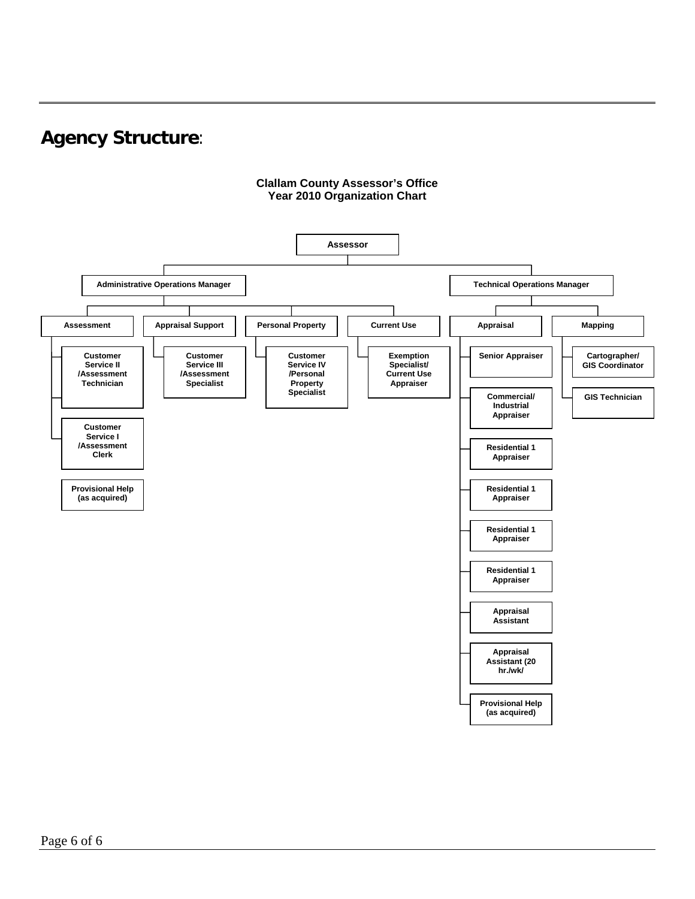## **Agency Structure**:

**Clallam County Assessor's Office**
**Year 2010 Organization Chart**

- **Assessor**
  - **Administrative Operations Manager**
    - **Assessment**
      - Customer Service II /Assessment Technician
      - Customer Service I /Assessment Clerk
      - Provisional Help (as acquired)
    - **Appraisal Support**
      - Customer Service III /Assessment Specialist
    - **Personal Property**
      - Customer Service IV /Personal Property Specialist
    - **Current Use**
      - Exemption Specialist/ Current Use Appraiser
  - **Technical Operations Manager**
    - **Appraisal**
      - Senior Appraiser
      - Commercial/ Industrial Appraiser
      - Residential 1 Appraiser
      - Residential 1 Appraiser
      - Residential 1 Appraiser
      - Residential 1 Appraiser
      - Appraisal Assistant
      - Appraisal Assistant (20 hr./wk/
      - Provisional Help (as acquired)
    - **Mapping**
      - Cartographer/ GIS Coordinator
      - GIS Technician